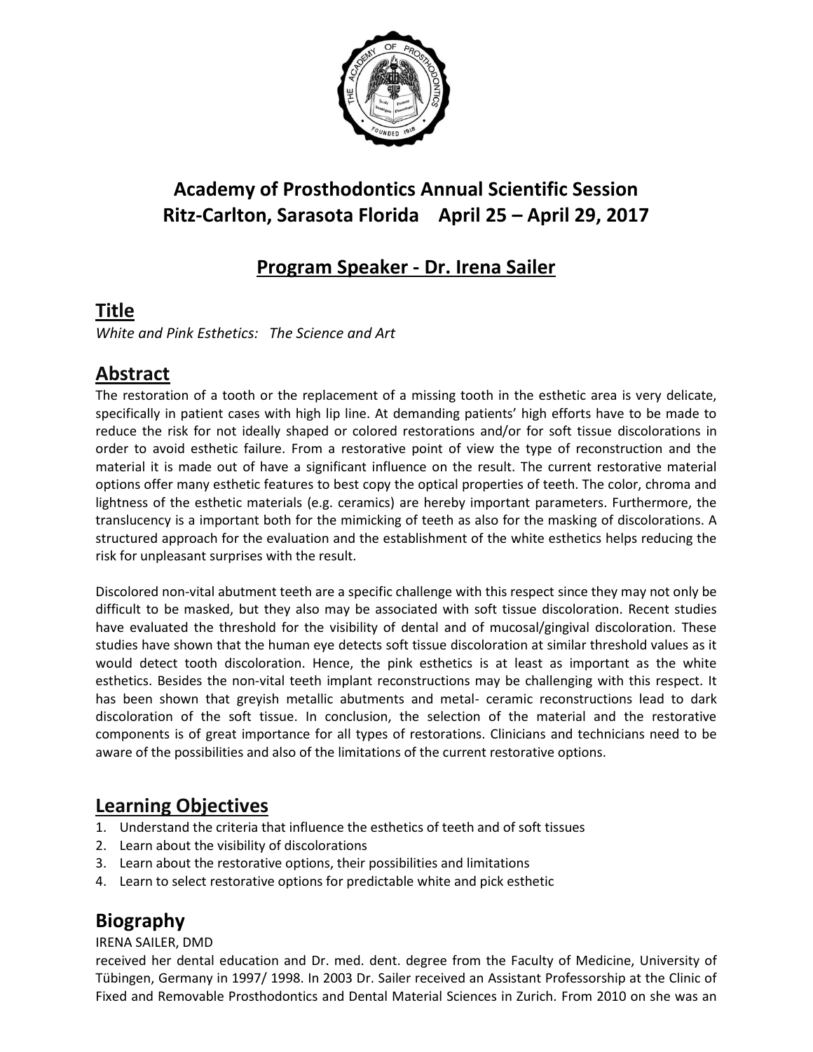# Academy of Prosthodontics Annual Scientific Session
# Ritz-Carlton, Sarasota Florida    April 25 – April 29, 2017

## Program Speaker - Dr. Irena Sailer

## Title

*White and Pink Esthetics:   The Science and Art*

## Abstract

The restoration of a tooth or the replacement of a missing tooth in the esthetic area is very delicate, specifically in patient cases with high lip line. At demanding patients' high efforts have to be made to reduce the risk for not ideally shaped or colored restorations and/or for soft tissue discolorations in order to avoid esthetic failure. From a restorative point of view the type of reconstruction and the material it is made out of have a significant influence on the result. The current restorative material options offer many esthetic features to best copy the optical properties of teeth. The color, chroma and lightness of the esthetic materials (e.g. ceramics) are hereby important parameters. Furthermore, the translucency is a important both for the mimicking of teeth as also for the masking of discolorations. A structured approach for the evaluation and the establishment of the white esthetics helps reducing the risk for unpleasant surprises with the result.

Discolored non-vital abutment teeth are a specific challenge with this respect since they may not only be difficult to be masked, but they also may be associated with soft tissue discoloration. Recent studies have evaluated the threshold for the visibility of dental and of mucosal/gingival discoloration. These studies have shown that the human eye detects soft tissue discoloration at similar threshold values as it would detect tooth discoloration. Hence, the pink esthetics is at least as important as the white esthetics. Besides the non-vital teeth implant reconstructions may be challenging with this respect. It has been shown that greyish metallic abutments and metal- ceramic reconstructions lead to dark discoloration of the soft tissue. In conclusion, the selection of the material and the restorative components is of great importance for all types of restorations. Clinicians and technicians need to be aware of the possibilities and also of the limitations of the current restorative options.

## Learning Objectives

1. Understand the criteria that influence the esthetics of teeth and of soft tissues
2. Learn about the visibility of discolorations
3. Learn about the restorative options, their possibilities and limitations
4. Learn to select restorative options for predictable white and pick esthetic

## Biography

IRENA SAILER, DMD

received her dental education and Dr. med. dent. degree from the Faculty of Medicine, University of Tübingen, Germany in 1997/ 1998. In 2003 Dr. Sailer received an Assistant Professorship at the Clinic of Fixed and Removable Prosthodontics and Dental Material Sciences in Zurich. From 2010 on she was an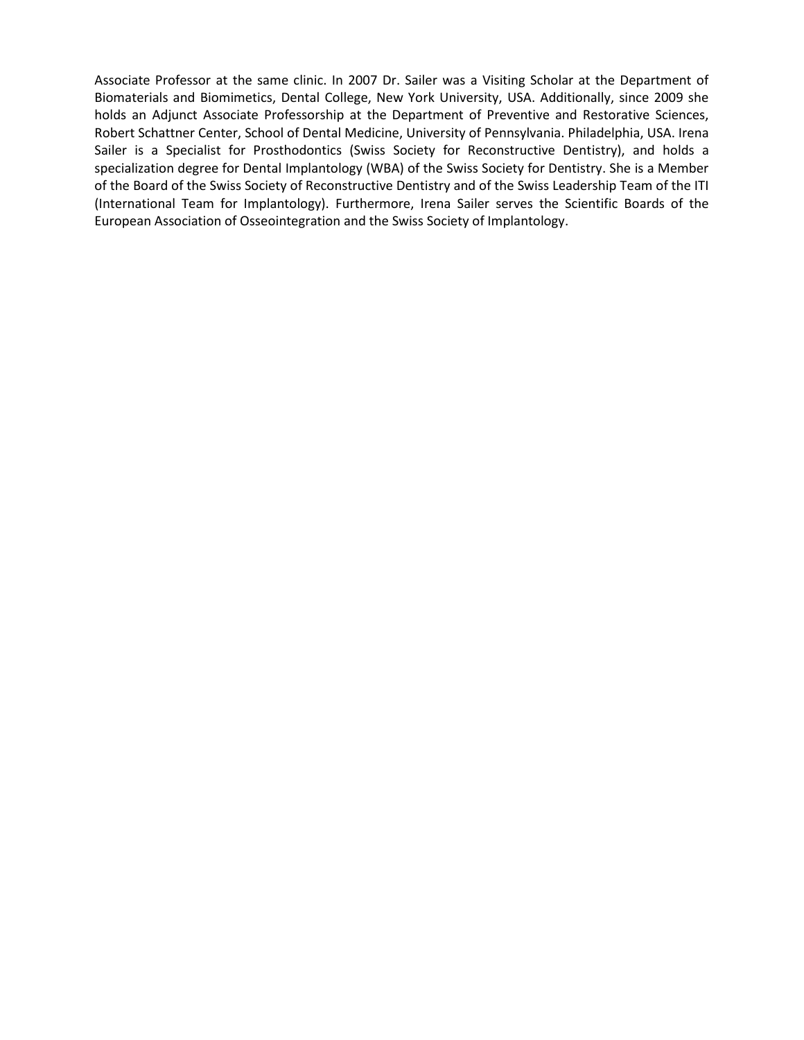Associate Professor at the same clinic. In 2007 Dr. Sailer was a Visiting Scholar at the Department of Biomaterials and Biomimetics, Dental College, New York University, USA. Additionally, since 2009 she holds an Adjunct Associate Professorship at the Department of Preventive and Restorative Sciences, Robert Schattner Center, School of Dental Medicine, University of Pennsylvania. Philadelphia, USA. Irena Sailer is a Specialist for Prosthodontics (Swiss Society for Reconstructive Dentistry), and holds a specialization degree for Dental Implantology (WBA) of the Swiss Society for Dentistry. She is a Member of the Board of the Swiss Society of Reconstructive Dentistry and of the Swiss Leadership Team of the ITI (International Team for Implantology). Furthermore, Irena Sailer serves the Scientific Boards of the European Association of Osseointegration and the Swiss Society of Implantology.